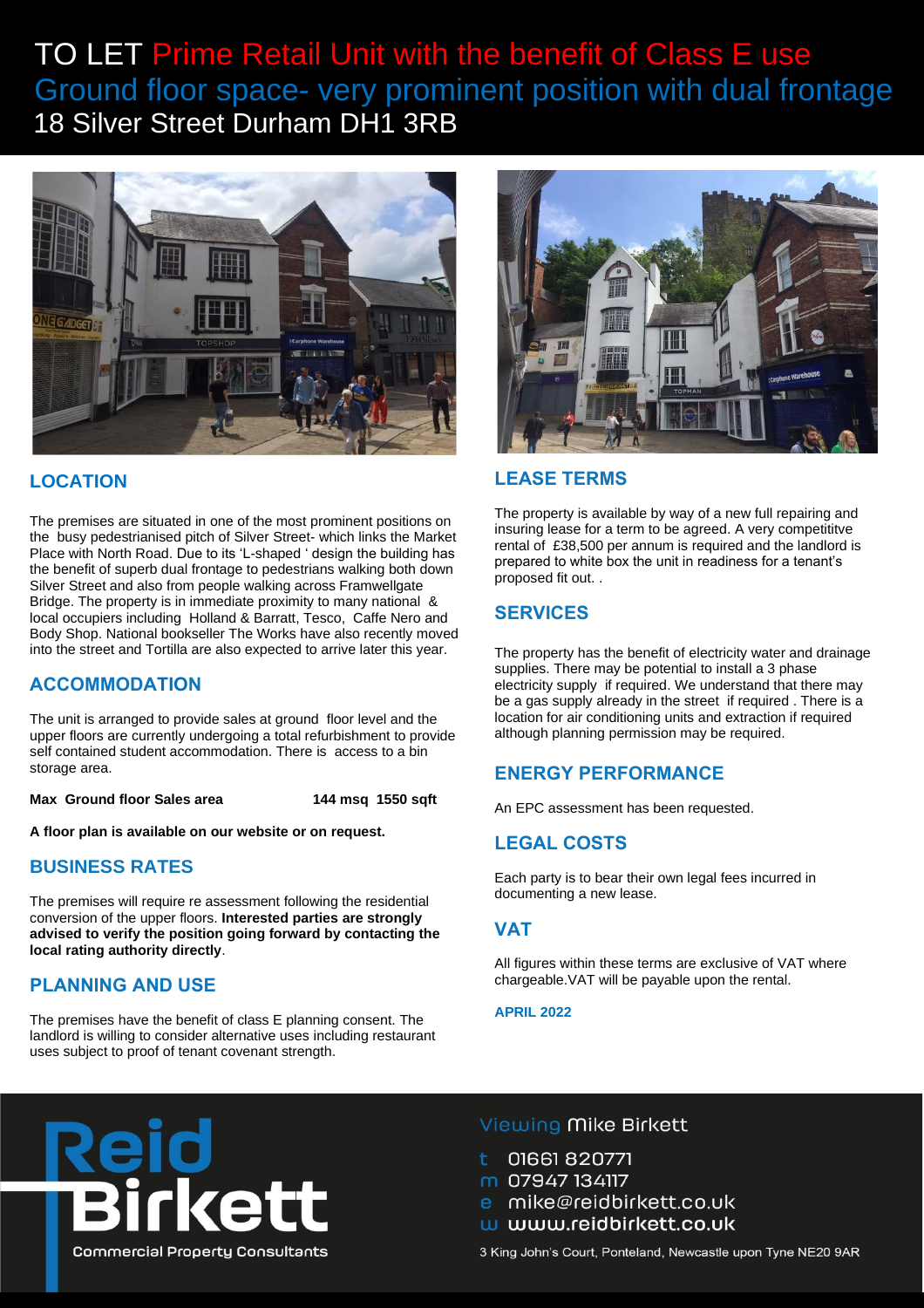# TO LET Prime Retail Unit with the benefit of Class E use

## Ground floor space- very prominent position with dual frontage

## 18 Silver Street Durham DH1 3RB

## LOCATION

The premises are situated in one of the most prominent positions on the busy pedestrianised pitch of Silver Street- which links the Market Place with North Road. Due to its 'L-shaped ' design the building has the benefit of superb dual frontage to pedestrians walking both down Silver Street and also from people walking across Framwellgate Bridge. The property is in immediate proximity to many national & local occupiers including Holland & Barratt, Tesco, Caffe Nero and Body Shop. National bookseller The Works have also recently moved into the street and Tortilla are also expected to arrive later this year.

## ACCOMMODATION

The unit is arranged to provide sales at ground floor level and the upper floors are currently undergoing a total refurbishment to provide self contained student accommodation. There is access to a bin storage area.

**Max Ground floor Sales area** **144 msq 1550 sqft**

**A floor plan is available on our website or on request.**

## BUSINESS RATES

The premises will require re assessment following the residential conversion of the upper floors. **Interested parties are strongly advised to verify the position going forward by contacting the local rating authority directly**.

## PLANNING AND USE

The premises have the benefit of class E planning consent. The landlord is willing to consider alternative uses including restaurant uses subject to proof of tenant covenant strength.

## LEASE TERMS

The property is available by way of a new full repairing and insuring lease for a term to be agreed. A very competititve rental of £38,500 per annum is required and the landlord is prepared to white box the unit in readiness for a tenant's proposed fit out. .

## SERVICES

The property has the benefit of electricity water and drainage supplies. There may be potential to install a 3 phase electricity supply if required. We understand that there may be a gas supply already in the street if required . There is a location for air conditioning units and extraction if required although planning permission may be required.

## ENERGY PERFORMANCE

An EPC assessment has been requested.

## LEGAL COSTS

Each party is to bear their own legal fees incurred in documenting a new lease.

## VAT

All figures within these terms are exclusive of VAT where chargeable.VAT will be payable upon the rental.

**APRIL 2022**

Reid Birkett
Commercial Property Consultants

Viewing Mike Birkett

t 01661 820771
m 07947 134117
e mike@reidbirkett.co.uk
w www.reidbirkett.co.uk

3 King John's Court, Ponteland, Newcastle upon Tyne NE20 9AR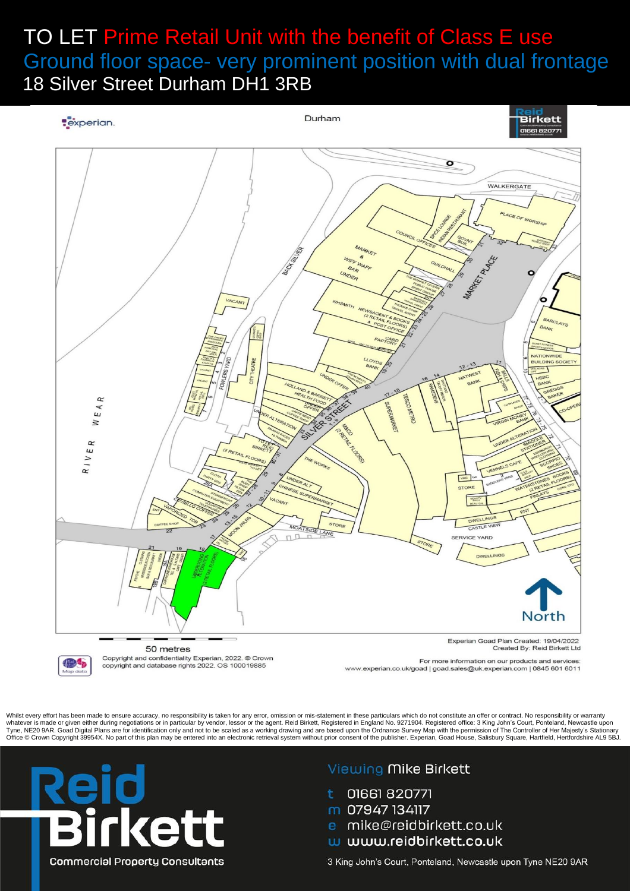# TO LET Prime Retail Unit with the benefit of Class E use

## Ground floor space- very prominent position with dual frontage

## 18 Silver Street Durham DH1 3RB

Durham

50 metres

Copyright and confidentiality Experian, 2022. © Crown copyright and database rights 2022. OS 100019885

Experian Goad Plan Created: 19/04/2022
Created By: Reid Birkett Ltd

For more information on our products and services:
www.experian.co.uk/goad | goad.sales@uk.experian.com | 0845 601 6011

Whilst every effort has been made to ensure accuracy, no responsibility is taken for any error, omission or mis-statement in these particulars which do not constitute an offer or contract. No responsibility or warranty whatever is made or given either during negotiations or in particular by vendor, lessor or the agent. Reid Birkett, Registered in England No. 9271904. Registered office: 3 King John's Court, Ponteland, Newcastle upon Tyne, NE20 9AR. Goad Digital Plans are for identification only and not to be scaled as a working drawing and are based upon the Ordnance Survey Map with the permission of The Controller of Her Majesty's Stationary Office © Crown Copyright 39954X. No part of this plan may be entered into an electronic retrieval system without prior consent of the publisher. Experian, Goad House, Salisbury Square, Hartfield, Hertfordshire AL9 5BJ.

Reid Birkett
Commercial Property Consultants

**Viewing Mike Birkett**

- t 01661 820771
- m 07947 134117
- e mike@reidbirkett.co.uk
- w www.reidbirkett.co.uk

3 King John's Court, Ponteland, Newcastle upon Tyne NE20 9AR